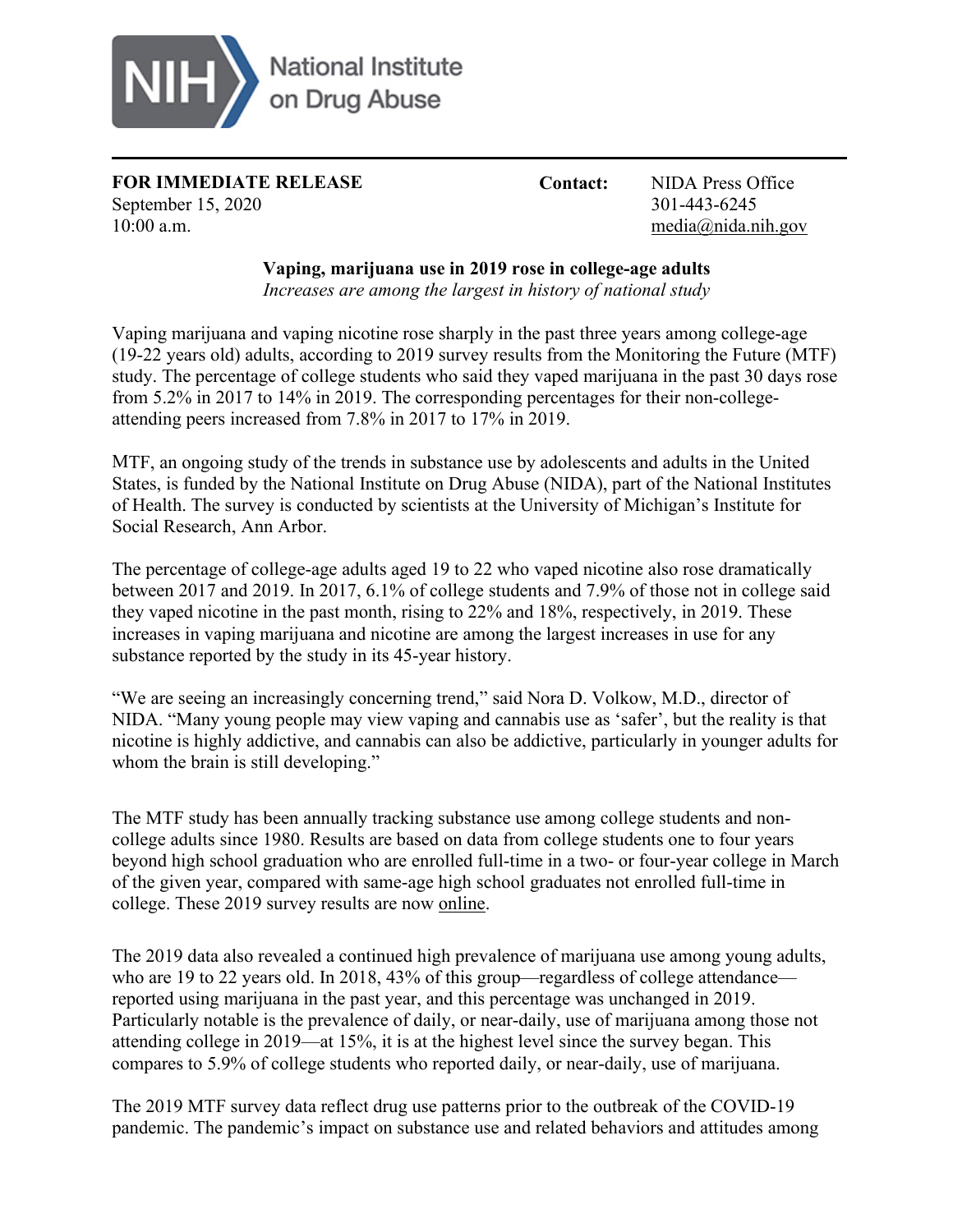NIH National Institute on Drug Abuse

**FOR IMMEDIATE RELEASE**
September 15, 2020
10:00 a.m.

**Contact:** NIDA Press Office
301-443-6245
media@nida.nih.gov

**Vaping, marijuana use in 2019 rose in college-age adults**

*Increases are among the largest in history of national study*

Vaping marijuana and vaping nicotine rose sharply in the past three years among college-age (19-22 years old) adults, according to 2019 survey results from the Monitoring the Future (MTF) study. The percentage of college students who said they vaped marijuana in the past 30 days rose from 5.2% in 2017 to 14% in 2019. The corresponding percentages for their non-college-attending peers increased from 7.8% in 2017 to 17% in 2019.

MTF, an ongoing study of the trends in substance use by adolescents and adults in the United States, is funded by the National Institute on Drug Abuse (NIDA), part of the National Institutes of Health. The survey is conducted by scientists at the University of Michigan's Institute for Social Research, Ann Arbor.

The percentage of college-age adults aged 19 to 22 who vaped nicotine also rose dramatically between 2017 and 2019. In 2017, 6.1% of college students and 7.9% of those not in college said they vaped nicotine in the past month, rising to 22% and 18%, respectively, in 2019. These increases in vaping marijuana and nicotine are among the largest increases in use for any substance reported by the study in its 45-year history.

"We are seeing an increasingly concerning trend," said Nora D. Volkow, M.D., director of NIDA. "Many young people may view vaping and cannabis use as 'safer', but the reality is that nicotine is highly addictive, and cannabis can also be addictive, particularly in younger adults for whom the brain is still developing."

The MTF study has been annually tracking substance use among college students and non-college adults since 1980. Results are based on data from college students one to four years beyond high school graduation who are enrolled full-time in a two- or four-year college in March of the given year, compared with same-age high school graduates not enrolled full-time in college. These 2019 survey results are now online.

The 2019 data also revealed a continued high prevalence of marijuana use among young adults, who are 19 to 22 years old. In 2018, 43% of this group—regardless of college attendance—reported using marijuana in the past year, and this percentage was unchanged in 2019. Particularly notable is the prevalence of daily, or near-daily, use of marijuana among those not attending college in 2019—at 15%, it is at the highest level since the survey began. This compares to 5.9% of college students who reported daily, or near-daily, use of marijuana.

The 2019 MTF survey data reflect drug use patterns prior to the outbreak of the COVID-19 pandemic. The pandemic's impact on substance use and related behaviors and attitudes among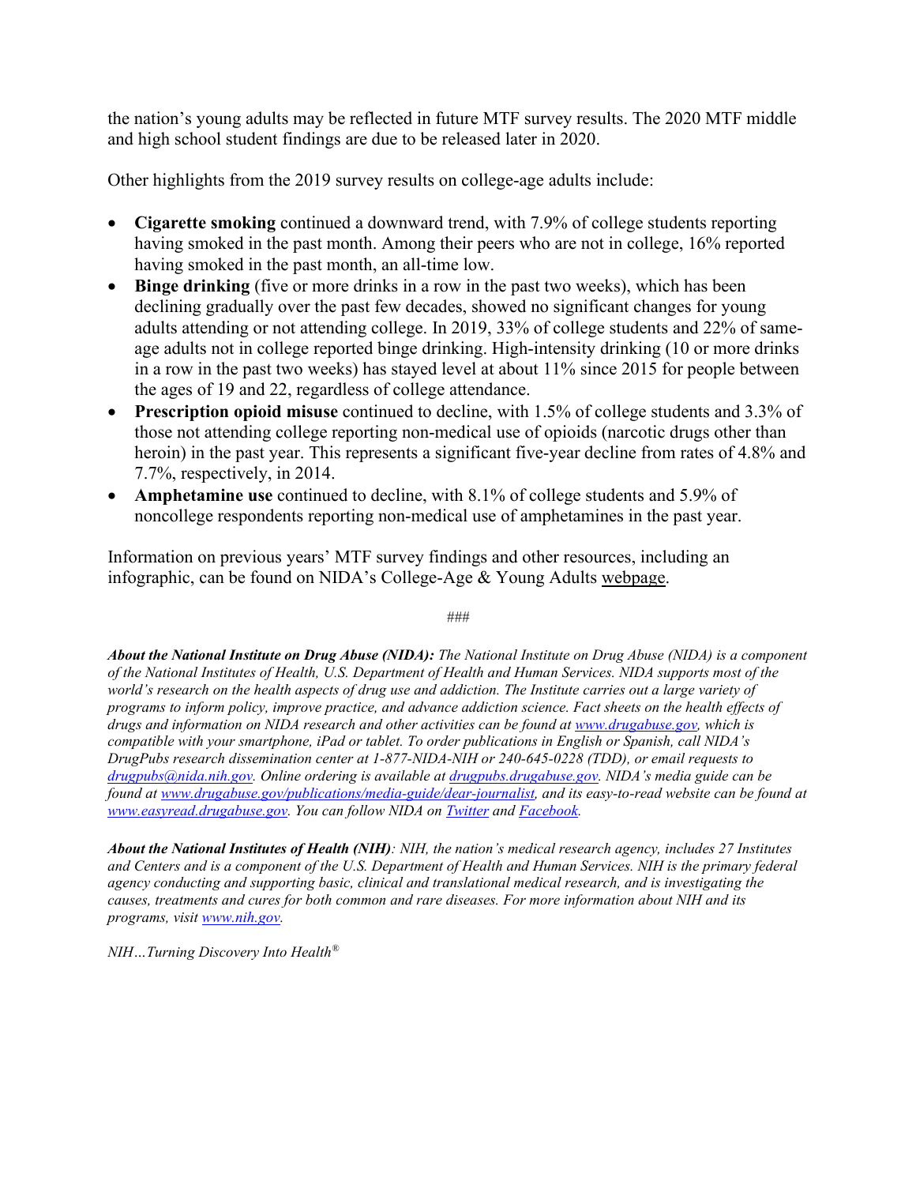the nation's young adults may be reflected in future MTF survey results. The 2020 MTF middle and high school student findings are due to be released later in 2020.

Other highlights from the 2019 survey results on college-age adults include:

- **Cigarette smoking** continued a downward trend, with 7.9% of college students reporting having smoked in the past month. Among their peers who are not in college, 16% reported having smoked in the past month, an all-time low.
- **Binge drinking** (five or more drinks in a row in the past two weeks), which has been declining gradually over the past few decades, showed no significant changes for young adults attending or not attending college. In 2019, 33% of college students and 22% of same-age adults not in college reported binge drinking. High-intensity drinking (10 or more drinks in a row in the past two weeks) has stayed level at about 11% since 2015 for people between the ages of 19 and 22, regardless of college attendance.
- **Prescription opioid misuse** continued to decline, with 1.5% of college students and 3.3% of those not attending college reporting non-medical use of opioids (narcotic drugs other than heroin) in the past year. This represents a significant five-year decline from rates of 4.8% and 7.7%, respectively, in 2014.
- **Amphetamine use** continued to decline, with 8.1% of college students and 5.9% of noncollege respondents reporting non-medical use of amphetamines in the past year.

Information on previous years' MTF survey findings and other resources, including an infographic, can be found on NIDA's College-Age & Young Adults webpage.

###

***About the National Institute on Drug Abuse (NIDA):*** *The National Institute on Drug Abuse (NIDA) is a component of the National Institutes of Health, U.S. Department of Health and Human Services. NIDA supports most of the world's research on the health aspects of drug use and addiction. The Institute carries out a large variety of programs to inform policy, improve practice, and advance addiction science. Fact sheets on the health effects of drugs and information on NIDA research and other activities can be found at www.drugabuse.gov, which is compatible with your smartphone, iPad or tablet. To order publications in English or Spanish, call NIDA's DrugPubs research dissemination center at 1-877-NIDA-NIH or 240-645-0228 (TDD), or email requests to drugpubs@nida.nih.gov. Online ordering is available at drugpubs.drugabuse.gov. NIDA's media guide can be found at www.drugabuse.gov/publications/media-guide/dear-journalist, and its easy-to-read website can be found at www.easyread.drugabuse.gov. You can follow NIDA on Twitter and Facebook.*

***About the National Institutes of Health (NIH)****: NIH, the nation's medical research agency, includes 27 Institutes and Centers and is a component of the U.S. Department of Health and Human Services. NIH is the primary federal agency conducting and supporting basic, clinical and translational medical research, and is investigating the causes, treatments and cures for both common and rare diseases. For more information about NIH and its programs, visit www.nih.gov.*

*NIH…Turning Discovery Into Health®*